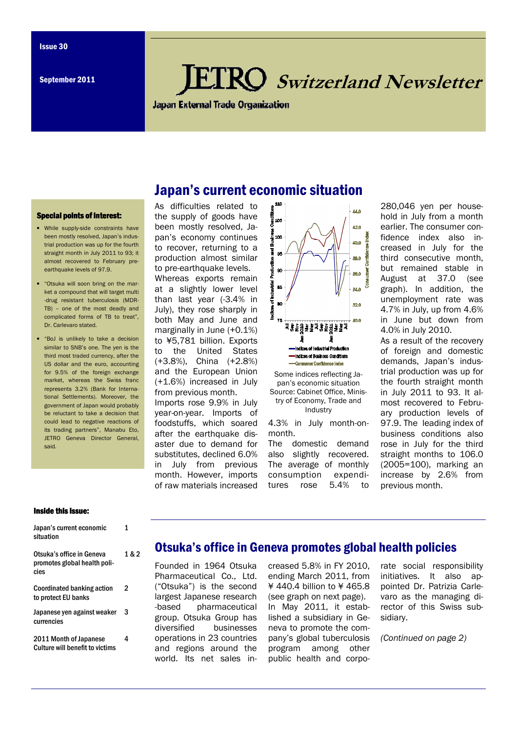Issue 30

September 2011

# JETRO Switzerland Newsletter

Japan External Trade Organization

## Japan's current economic situation

As difficulties related to the supply of goods have been mostly resolved, Japan's economy continues to recover, returning to a production almost similar to pre-earthquake levels.

Whereas exports remain at a slightly lower level than last year (-3.4% in July), they rose sharply in both May and June and marginally in June (+0.1%) to ¥5,781 billion. Exports to the United States (+3.8%), China (+2.8%) and the European Union (+1.6%) increased in July from previous month.

Imports rose 9.9% in July year-on-year. Imports of foodstuffs, which soared after the earthquake disaster due to demand for substitutes, declined 6.0% in July from previous month. However, imports of raw materials increased 4.3% in July month-on-month.

Some indices reflecting Japan's economic situation
Source: Cabinet Office, Ministry of Economy, Trade and Industry

The domestic demand also slightly recovered. The average of monthly consumption expenditures rose 5.4% to 280,046 yen per household in July from a month earlier. The consumer confidence index also increased in July for the third consecutive month, but remained stable in August at 37.0 (see graph). In addition, the unemployment rate was 4.7% in July, up from 4.6% in June but down from 4.0% in July 2010.

As a result of the recovery of foreign and domestic demands, Japan's industrial production was up for the fourth straight month in July 2011 to 93. It almost recovered to February production levels of 97.9. The leading index of business conditions also rose in July for the third straight months to 106.0 (2005=100), marking an increase by 2.6% from previous month.

### Special points of interest:

- While supply-side constraints have been mostly resolved, Japan's industrial production was up for the fourth straight month in July 2011 to 93; it almost recovered to February pre-earthquake levels of 97.9.
- "Otsuka will soon bring on the market a compound that will target multi-drug resistant tuberculosis (MDR-TB) – one of the most deadly and complicated forms of TB to treat", Dr. Carlevaro stated.
- "BoJ is unlikely to take a decision similar to SNB's one. The yen is the third most traded currency, after the US dollar and the euro, accounting for 9.5% of the foreign exchange market, whereas the Swiss franc represents 3.2% (Bank for International Settlements). Moreover, the government of Japan would probably be reluctant to take a decision that could lead to negative reactions of its trading partners", Manabu Eto, JETRO Geneva Director General, said.

### Inside this issue:

| | |
|---|---|
| Japan's current economic situation | 1 |
| Otsuka's office in Geneva promotes global health policies | 1 & 2 |
| Coordinated banking action to protect EU banks | 2 |
| Japanese yen against weaker currencies | 3 |
| 2011 Month of Japanese Culture will benefit to victims | 4 |

## Otsuka's office in Geneva promotes global health policies

Founded in 1964 Otsuka Pharmaceutical Co., Ltd. ("Otsuka") is the second largest Japanese research-based pharmaceutical group. Otsuka Group has diversified businesses operations in 23 countries and regions around the world. Its net sales increased 5.8% in FY 2010, ending March 2011, from ¥ 440.4 billion to ¥ 465.8 (see graph on next page).

In May 2011, it established a subsidiary in Geneva to promote the company's global tuberculosis program among other public health and corporate social responsibility initiatives. It also appointed Dr. Patrizia Carlevaro as the managing director of this Swiss subsidiary.

*(Continued on page 2)*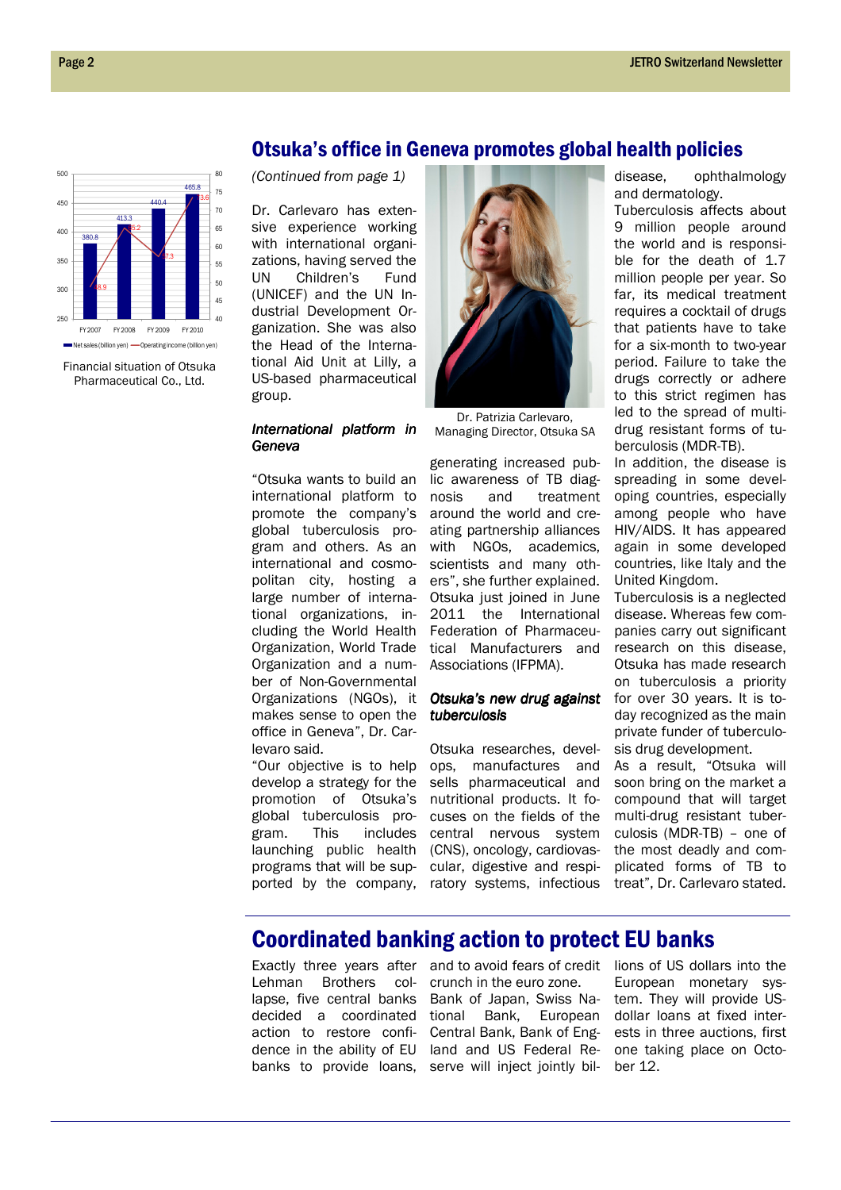## Otsuka's office in Geneva promotes global health policies

*(Continued from page 1)*

Dr. Carlevaro has extensive experience working with international organizations, having served the UN Children's Fund (UNICEF) and the UN Industrial Development Organization. She was also the Head of the International Aid Unit at Lilly, a US-based pharmaceutical group.

### *International platform in Geneva*

"Otsuka wants to build an international platform to promote the company's global tuberculosis program and others. As an international and cosmopolitan city, hosting a large number of international organizations, including the World Health Organization, World Trade Organization and a number of Non-Governmental Organizations (NGOs), it makes sense to open the office in Geneva", Dr. Carlevaro said.

"Our objective is to help develop a strategy for the promotion of Otsuka's global tuberculosis program. This includes launching public health programs that will be supported by the company, generating increased public awareness of TB diagnosis and treatment around the world and creating partnership alliances with NGOs, academics, scientists and many others", she further explained. Otsuka just joined in June 2011 the International Federation of Pharmaceutical Manufacturers and Associations (IFPMA).

Dr. Patrizia Carlevaro, Managing Director, Otsuka SA

### *Otsuka's new drug against tuberculosis*

Otsuka researches, develops, manufactures and sells pharmaceutical and nutritional products. It focuses on the fields of the central nervous system (CNS), oncology, cardiovascular, digestive and respiratory systems, infectious disease, ophthalmology and dermatology.

Tuberculosis affects about 9 million people around the world and is responsible for the death of 1.7 million people per year. So far, its medical treatment requires a cocktail of drugs that patients have to take for a six-month to two-year period. Failure to take the drugs correctly or adhere to this strict regimen has led to the spread of multi-drug resistant forms of tuberculosis (MDR-TB).

In addition, the disease is spreading in some developing countries, especially among people who have HIV/AIDS. It has appeared again in some developed countries, like Italy and the United Kingdom.

Tuberculosis is a neglected disease. Whereas few companies carry out significant research on this disease, Otsuka has made research on tuberculosis a priority for over 30 years. It is today recognized as the main private funder of tuberculosis drug development.

As a result, "Otsuka will soon bring on the market a compound that will target multi-drug resistant tuberculosis (MDR-TB) – one of the most deadly and complicated forms of TB to treat", Dr. Carlevaro stated.

| | FY 2007 | FY 2008 | FY 2009 | FY 2010 |
|---|---|---|---|---|
| Net sales (billion yen) | 380.8 | 413.3 | 440.4 | 465.8 |
| Operating income (billion yen) | 48.9 | 65.2 | 57.3 | 73.6 |

Financial situation of Otsuka Pharmaceutical Co., Ltd.

## Coordinated banking action to protect EU banks

Exactly three years after Lehman Brothers collapse, five central banks decided a coordinated action to restore confidence in the ability of EU banks to provide loans, and to avoid fears of credit crunch in the euro zone. Bank of Japan, Swiss National Bank, European Central Bank, Bank of England and US Federal Reserve will inject jointly billions of US dollars into the European monetary system. They will provide US-dollar loans at fixed interests in three auctions, first one taking place on October 12.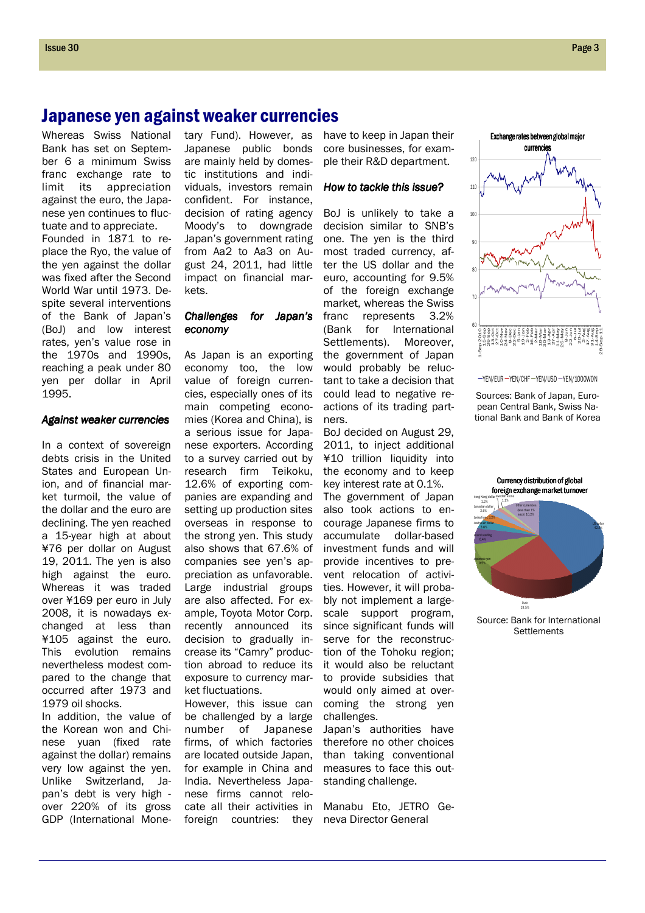# Japanese yen against weaker currencies

Whereas Swiss National Bank has set on September 6 a minimum Swiss franc exchange rate to limit its appreciation against the euro, the Japanese yen continues to fluctuate and to appreciate.

Founded in 1871 to replace the Ryo, the value of the yen against the dollar was fixed after the Second World War until 1973. Despite several interventions of the Bank of Japan's (BoJ) and low interest rates, yen's value rose in the 1970s and 1990s, reaching a peak under 80 yen per dollar in April 1995.

### *Against weaker currencies*

In a context of sovereign debts crisis in the United States and European Union, and of financial market turmoil, the value of the dollar and the euro are declining. The yen reached a 15-year high at about ¥76 per dollar on August 19, 2011. The yen is also high against the euro. Whereas it was traded over ¥169 per euro in July 2008, it is nowadays exchanged at less than ¥105 against the euro. This evolution remains nevertheless modest compared to the change that occurred after 1973 and 1979 oil shocks.

In addition, the value of the Korean won and Chinese yuan (fixed rate against the dollar) remains very low against the yen. Unlike Switzerland, Japan's debt is very high - over 220% of its gross GDP (International Monetary Fund). However, as Japanese public bonds are mainly held by domestic institutions and individuals, investors remain confident. For instance, decision of rating agency Moody's to downgrade Japan's government rating from Aa2 to Aa3 on August 24, 2011, had little impact on financial markets.

### *Challenges for Japan's economy*

As Japan is an exporting economy too, the low value of foreign currencies, especially ones of its main competing economies (Korea and China), is a serious issue for Japanese exporters. According to a survey carried out by research firm Teikoku, 12.6% of exporting companies are expanding and setting up production sites overseas in response to the strong yen. This study also shows that 67.6% of companies see yen's appreciation as unfavorable. Large industrial groups are also affected. For example, Toyota Motor Corp. recently announced its decision to gradually increase its "Camry" production abroad to reduce its exposure to currency market fluctuations.

However, this issue can be challenged by a large number of Japanese firms, of which factories are located outside Japan, for example in China and India. Nevertheless Japanese firms cannot relocate all their activities in foreign countries: they have to keep in Japan their core businesses, for example their R&D department.

### *How to tackle this issue?*

BoJ is unlikely to take a decision similar to SNB's one. The yen is the third most traded currency, after the US dollar and the euro, accounting for 9.5% of the foreign exchange market, whereas the Swiss franc represents 3.2% (Bank for International Settlements). Moreover, the government of Japan would probably be reluctant to take a decision that could lead to negative reactions of its trading partners.

BoJ decided on August 29, 2011, to inject additional ¥10 trillion liquidity into the economy and to keep key interest rate at 0.1%.

The government of Japan also took actions to encourage Japanese firms to accumulate dollar-based investment funds and will provide incentives to prevent relocation of activities. However, it will probably not implement a large-scale support program, since significant funds will serve for the reconstruction of the Tohoku region; it would also be reluctant to provide subsidies that would only aimed at overcoming the strong yen challenges.

Japan's authorities have therefore no other choices than taking conventional measures to face this outstanding challenge.

Manabu Eto, JETRO Geneva Director General

**Exchange rates between global major currencies**

—YEN/EUR —YEN/CHF —YEN/USD —YEN/100WON

Sources: Bank of Japan, European Central Bank, Swiss National Bank and Bank of Korea

**Currency distribution of global foreign exchange market turnover**

Source: Bank for International Settlements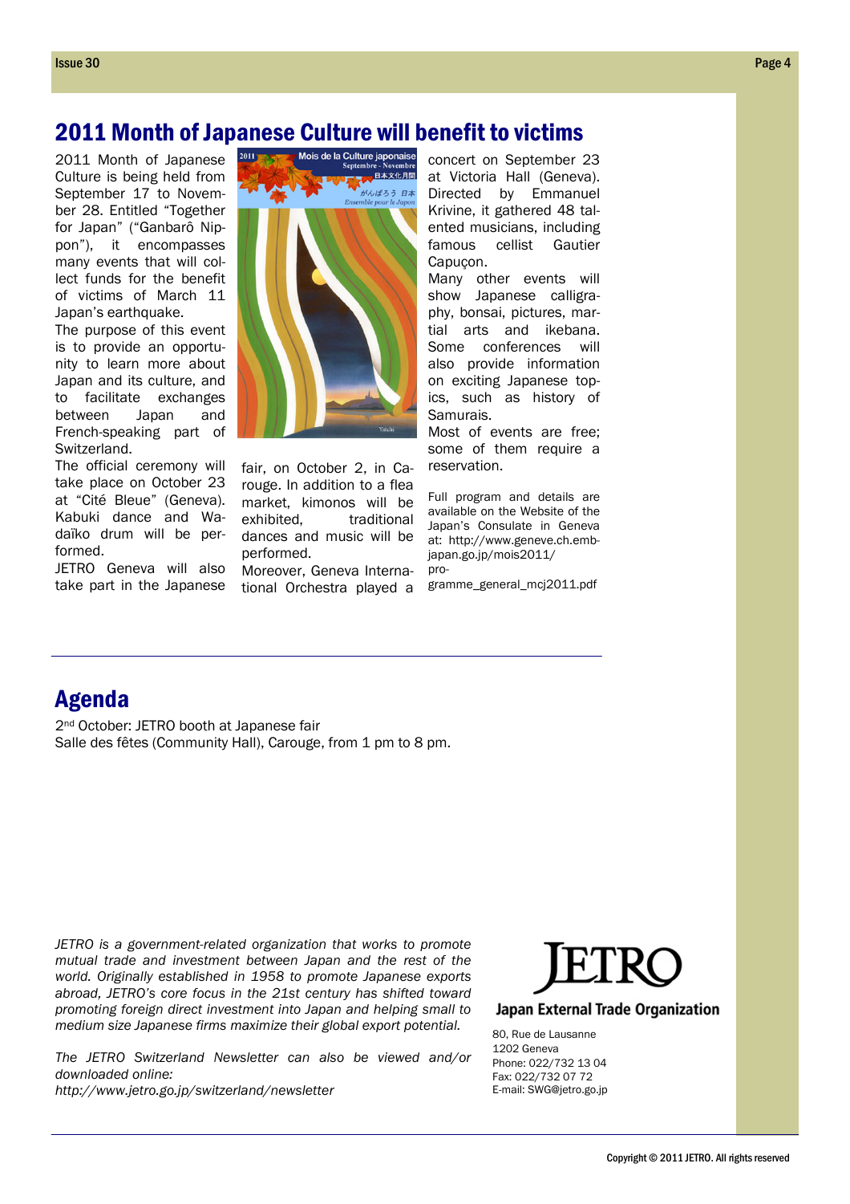## 2011 Month of Japanese Culture will benefit to victims

2011 Month of Japanese Culture is being held from September 17 to November 28. Entitled "Together for Japan" ("Ganbarô Nippon"), it encompasses many events that will collect funds for the benefit of victims of March 11 Japan's earthquake.

The purpose of this event is to provide an opportunity to learn more about Japan and its culture, and to facilitate exchanges between Japan and French-speaking part of Switzerland.

The official ceremony will take place on October 23 at "Cité Bleue" (Geneva). Kabuki dance and Wadaïko drum will be performed.

JETRO Geneva will also take part in the Japanese fair, on October 2, in Carouge. In addition to a flea market, kimonos will be exhibited, traditional dances and music will be performed.

Moreover, Geneva International Orchestra played a concert on September 23 at Victoria Hall (Geneva). Directed by Emmanuel Krivine, it gathered 48 talented musicians, including famous cellist Gautier Capuçon.

Many other events will show Japanese calligraphy, bonsai, pictures, martial arts and ikebana. Some conferences will also provide information on exciting Japanese topics, such as history of Samurais.

Most of events are free; some of them require a reservation.

Full program and details are available on the Website of the Japan's Consulate in Geneva at: http://www.geneve.ch.emb-japan.go.jp/mois2011/programme_general_mcj2011.pdf

## Agenda

2nd October: JETRO booth at Japanese fair
Salle des fêtes (Community Hall), Carouge, from 1 pm to 8 pm.

*JETRO is a government-related organization that works to promote mutual trade and investment between Japan and the rest of the world. Originally established in 1958 to promote Japanese exports abroad, JETRO's core focus in the 21st century has shifted toward promoting foreign direct investment into Japan and helping small to medium size Japanese firms maximize their global export potential.*

*The JETRO Switzerland Newsletter can also be viewed and/or downloaded online:*
*http://www.jetro.go.jp/switzerland/newsletter*

**JETRO**
**Japan External Trade Organization**

80, Rue de Lausanne
1202 Geneva
Phone: 022/732 13 04
Fax: 022/732 07 72
E-mail: SWG@jetro.go.jp

Copyright © 2011 JETRO. All rights reserved